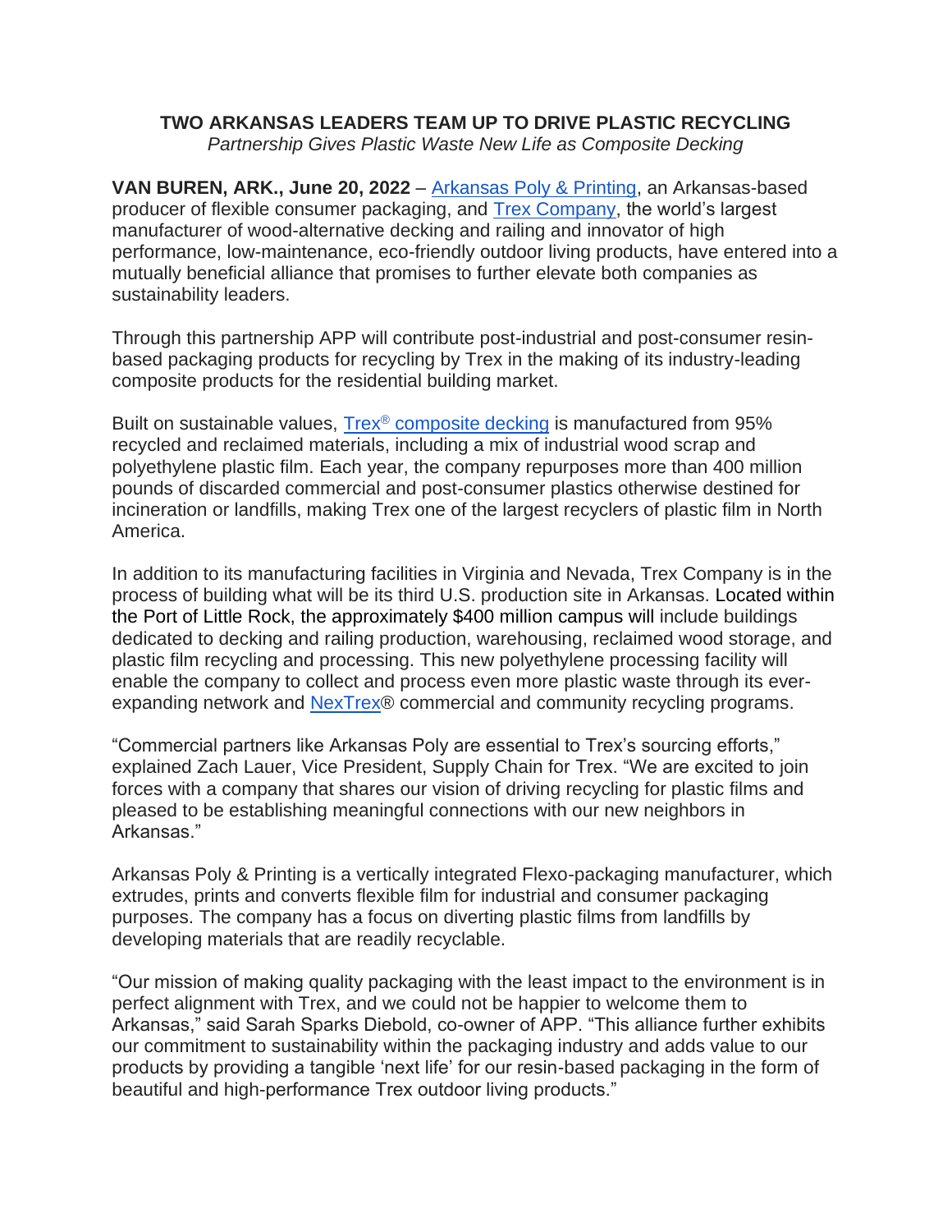**TWO ARKANSAS LEADERS TEAM UP TO DRIVE PLASTIC RECYCLING**

*Partnership Gives Plastic Waste New Life as Composite Decking*

**VAN BUREN, ARK., June 20, 2022** – Arkansas Poly & Printing, an Arkansas-based producer of flexible consumer packaging, and Trex Company, the world's largest manufacturer of wood-alternative decking and railing and innovator of high performance, low-maintenance, eco-friendly outdoor living products, have entered into a mutually beneficial alliance that promises to further elevate both companies as sustainability leaders.

Through this partnership APP will contribute post-industrial and post-consumer resin-based packaging products for recycling by Trex in the making of its industry-leading composite products for the residential building market.

Built on sustainable values, Trex® composite decking is manufactured from 95% recycled and reclaimed materials, including a mix of industrial wood scrap and polyethylene plastic film. Each year, the company repurposes more than 400 million pounds of discarded commercial and post-consumer plastics otherwise destined for incineration or landfills, making Trex one of the largest recyclers of plastic film in North America.

In addition to its manufacturing facilities in Virginia and Nevada, Trex Company is in the process of building what will be its third U.S. production site in Arkansas. Located within the Port of Little Rock, the approximately $400 million campus will include buildings dedicated to decking and railing production, warehousing, reclaimed wood storage, and plastic film recycling and processing. This new polyethylene processing facility will enable the company to collect and process even more plastic waste through its ever-expanding network and NexTrex® commercial and community recycling programs.

"Commercial partners like Arkansas Poly are essential to Trex's sourcing efforts," explained Zach Lauer, Vice President, Supply Chain for Trex. "We are excited to join forces with a company that shares our vision of driving recycling for plastic films and pleased to be establishing meaningful connections with our new neighbors in Arkansas."

Arkansas Poly & Printing is a vertically integrated Flexo-packaging manufacturer, which extrudes, prints and converts flexible film for industrial and consumer packaging purposes. The company has a focus on diverting plastic films from landfills by developing materials that are readily recyclable.

"Our mission of making quality packaging with the least impact to the environment is in perfect alignment with Trex, and we could not be happier to welcome them to Arkansas," said Sarah Sparks Diebold, co-owner of APP. "This alliance further exhibits our commitment to sustainability within the packaging industry and adds value to our products by providing a tangible 'next life' for our resin-based packaging in the form of beautiful and high-performance Trex outdoor living products."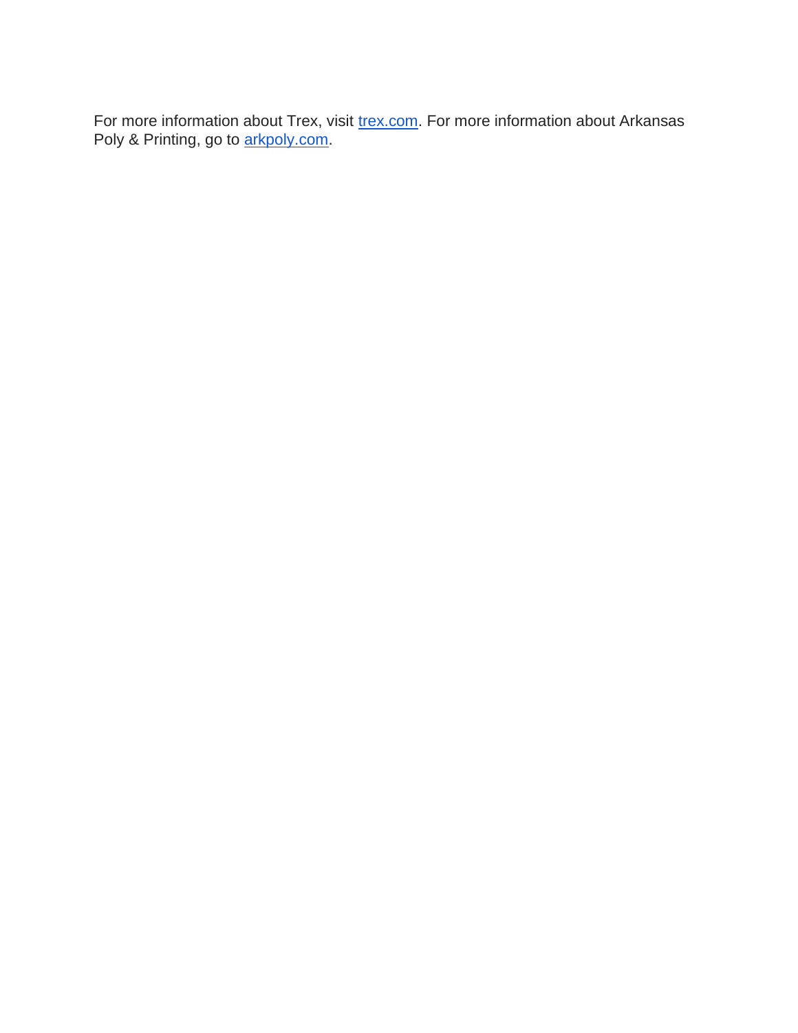For more information about Trex, visit [trex.com](https://trex.com). For more information about Arkansas Poly & Printing, go to [arkpoly.com](https://arkpoly.com).